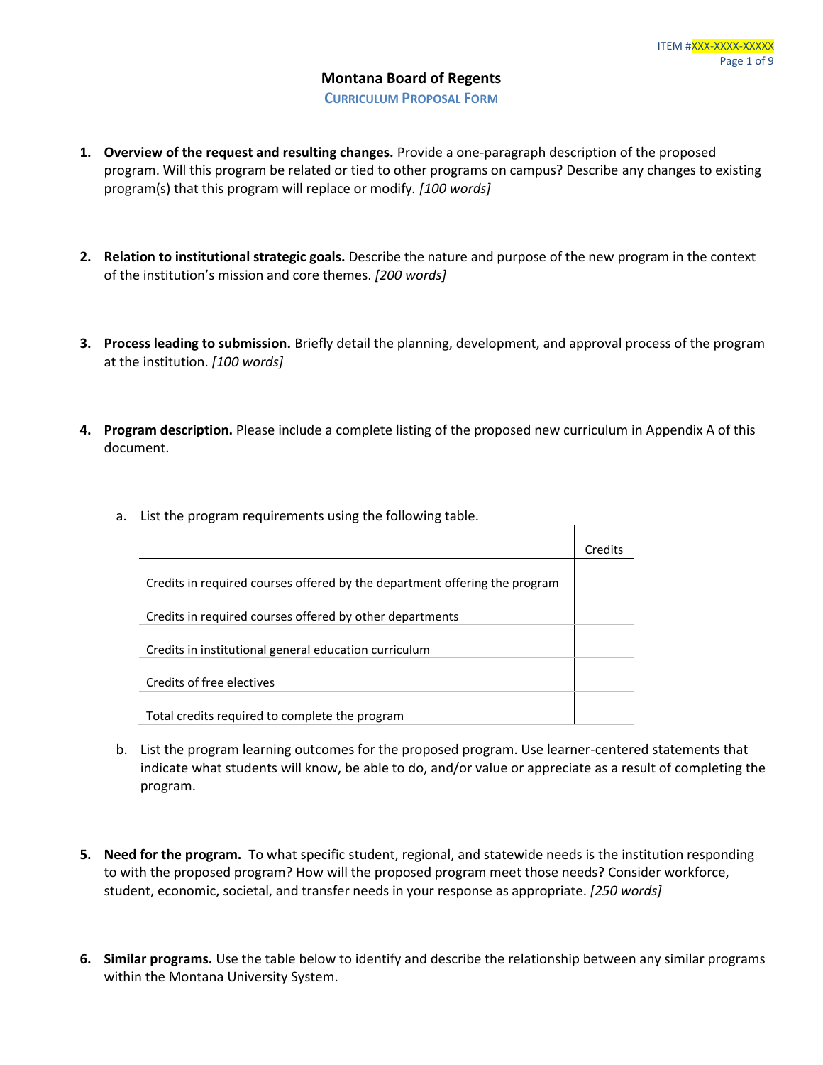ITEM #XXX-XXXX-XXXXX

# Montana Board of Regents

## CURRICULUM PROPOSAL FORM

1. **Overview of the request and resulting changes.** Provide a one-paragraph description of the proposed program. Will this program be related or tied to other programs on campus? Describe any changes to existing program(s) that this program will replace or modify. *[100 words]*

2. **Relation to institutional strategic goals.** Describe the nature and purpose of the new program in the context of the institution's mission and core themes. *[200 words]*

3. **Process leading to submission.** Briefly detail the planning, development, and approval process of the program at the institution. *[100 words]*

4. **Program description.** Please include a complete listing of the proposed new curriculum in Appendix A of this document.

   a. List the program requirements using the following table.

   | | Credits |
   |---|---|
   | Credits in required courses offered by the department offering the program | |
   | Credits in required courses offered by other departments | |
   | Credits in institutional general education curriculum | |
   | Credits of free electives | |
   | Total credits required to complete the program | |

   b. List the program learning outcomes for the proposed program. Use learner-centered statements that indicate what students will know, be able to do, and/or value or appreciate as a result of completing the program.

5. **Need for the program.** To what specific student, regional, and statewide needs is the institution responding to with the proposed program? How will the proposed program meet those needs? Consider workforce, student, economic, societal, and transfer needs in your response as appropriate. *[250 words]*

6. **Similar programs.** Use the table below to identify and describe the relationship between any similar programs within the Montana University System.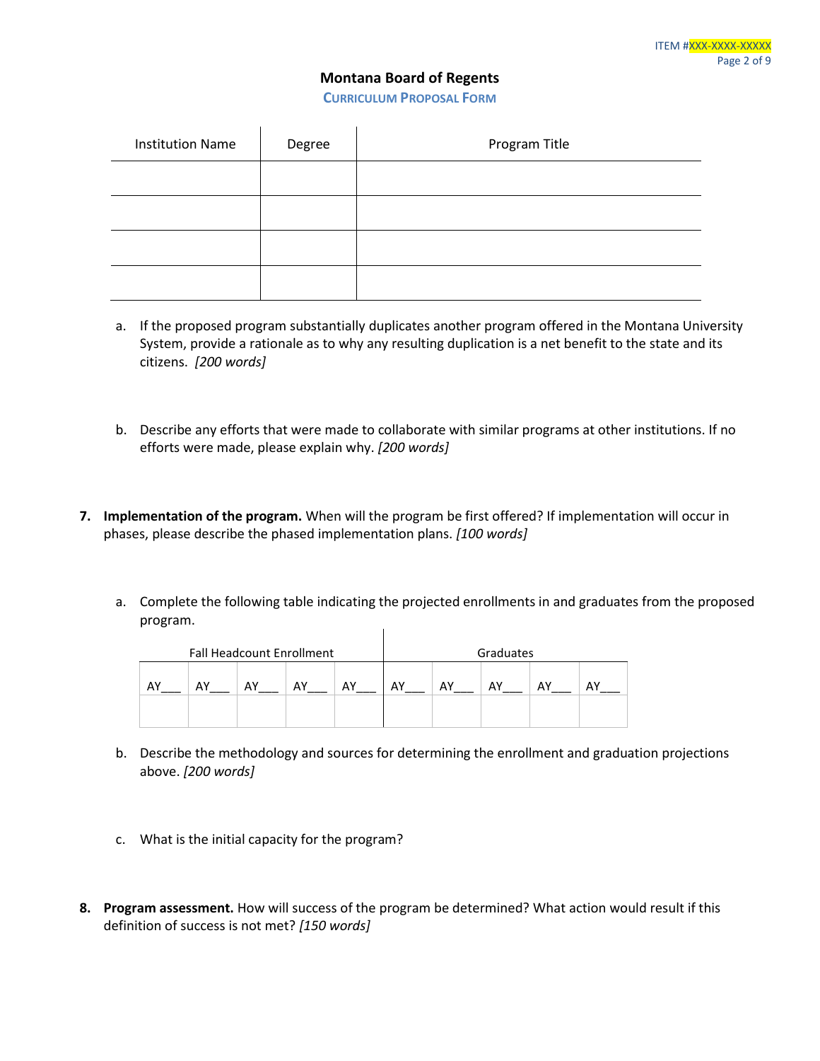**Montana Board of Regents**

**CURRICULUM PROPOSAL FORM**

| Institution Name | Degree | Program Title |
|---|---|---|
| | | |
| | | |
| | | |
| | | |

a. If the proposed program substantially duplicates another program offered in the Montana University System, provide a rationale as to why any resulting duplication is a net benefit to the state and its citizens. *[200 words]*

b. Describe any efforts that were made to collaborate with similar programs at other institutions. If no efforts were made, please explain why. *[200 words]*

7. **Implementation of the program.** When will the program be first offered? If implementation will occur in phases, please describe the phased implementation plans. *[100 words]*

   a. Complete the following table indicating the projected enrollments in and graduates from the proposed program.

| Fall Headcount Enrollment | | | | | Graduates | | | | |
|---|---|---|---|---|---|---|---|---|---|
| AY___ | AY___ | AY___ | AY___ | AY___ | AY___ | AY___ | AY___ | AY___ | AY___ |
| | | | | | | | | | |

   b. Describe the methodology and sources for determining the enrollment and graduation projections above. *[200 words]*

   c. What is the initial capacity for the program?

8. **Program assessment.** How will success of the program be determined? What action would result if this definition of success is not met? *[150 words]*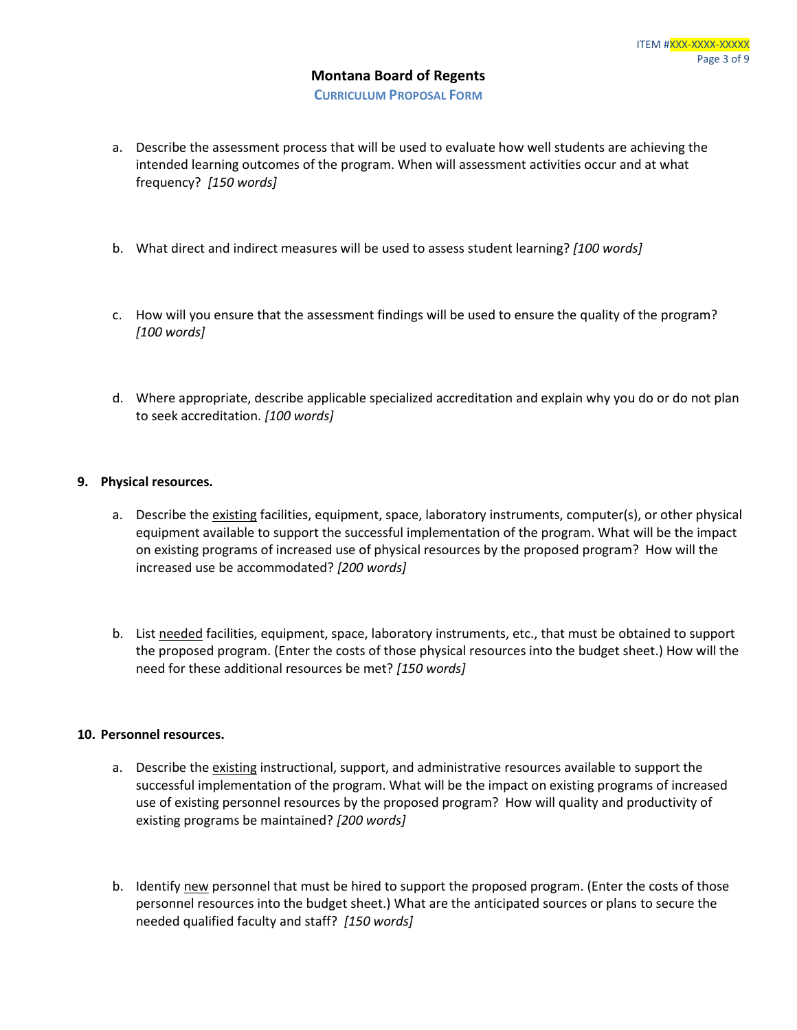a. Describe the assessment process that will be used to evaluate how well students are achieving the intended learning outcomes of the program. When will assessment activities occur and at what frequency? *[150 words]*

b. What direct and indirect measures will be used to assess student learning? *[100 words]*

c. How will you ensure that the assessment findings will be used to ensure the quality of the program? *[100 words]*

d. Where appropriate, describe applicable specialized accreditation and explain why you do or do not plan to seek accreditation. *[100 words]*

**9. Physical resources.**

a. Describe the <u>existing</u> facilities, equipment, space, laboratory instruments, computer(s), or other physical equipment available to support the successful implementation of the program. What will be the impact on existing programs of increased use of physical resources by the proposed program? How will the increased use be accommodated? *[200 words]*

b. List <u>needed</u> facilities, equipment, space, laboratory instruments, etc., that must be obtained to support the proposed program. (Enter the costs of those physical resources into the budget sheet.) How will the need for these additional resources be met? *[150 words]*

**10. Personnel resources.**

a. Describe the <u>existing</u> instructional, support, and administrative resources available to support the successful implementation of the program. What will be the impact on existing programs of increased use of existing personnel resources by the proposed program? How will quality and productivity of existing programs be maintained? *[200 words]*

b. Identify <u>new</u> personnel that must be hired to support the proposed program. (Enter the costs of those personnel resources into the budget sheet.) What are the anticipated sources or plans to secure the needed qualified faculty and staff? *[150 words]*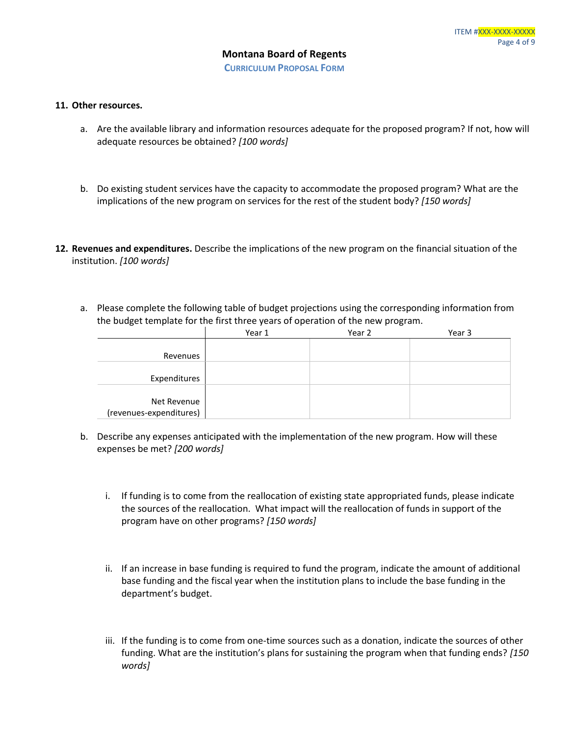**11. Other resources.**

a. Are the available library and information resources adequate for the proposed program? If not, how will adequate resources be obtained? *[100 words]*

b. Do existing student services have the capacity to accommodate the proposed program? What are the implications of the new program on services for the rest of the student body? *[150 words]*

**12. Revenues and expenditures.** Describe the implications of the new program on the financial situation of the institution. *[100 words]*

a. Please complete the following table of budget projections using the corresponding information from the budget template for the first three years of operation of the new program.

| | Year 1 | Year 2 | Year 3 |
|---|---|---|---|
| Revenues | | | |
| Expenditures | | | |
| Net Revenue (revenues-expenditures) | | | |

b. Describe any expenses anticipated with the implementation of the new program. How will these expenses be met? *[200 words]*

i. If funding is to come from the reallocation of existing state appropriated funds, please indicate the sources of the reallocation. What impact will the reallocation of funds in support of the program have on other programs? *[150 words]*

ii. If an increase in base funding is required to fund the program, indicate the amount of additional base funding and the fiscal year when the institution plans to include the base funding in the department's budget.

iii. If the funding is to come from one-time sources such as a donation, indicate the sources of other funding. What are the institution's plans for sustaining the program when that funding ends? *[150 words]*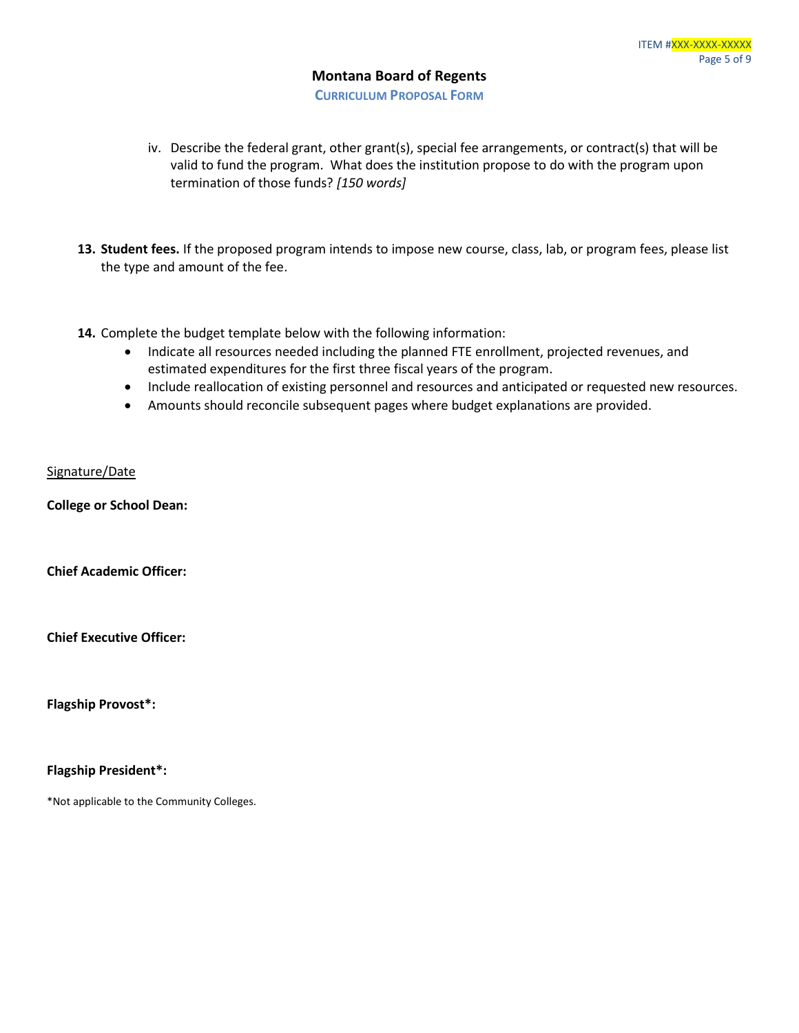iv. Describe the federal grant, other grant(s), special fee arrangements, or contract(s) that will be valid to fund the program. What does the institution propose to do with the program upon termination of those funds? *[150 words]*

**13. Student fees.** If the proposed program intends to impose new course, class, lab, or program fees, please list the type and amount of the fee.

**14.** Complete the budget template below with the following information:

- Indicate all resources needed including the planned FTE enrollment, projected revenues, and estimated expenditures for the first three fiscal years of the program.
- Include reallocation of existing personnel and resources and anticipated or requested new resources.
- Amounts should reconcile subsequent pages where budget explanations are provided.

<u>Signature/Date</u>

**College or School Dean:**

**Chief Academic Officer:**

**Chief Executive Officer:**

**Flagship Provost*:**

**Flagship President*:**

*Not applicable to the Community Colleges.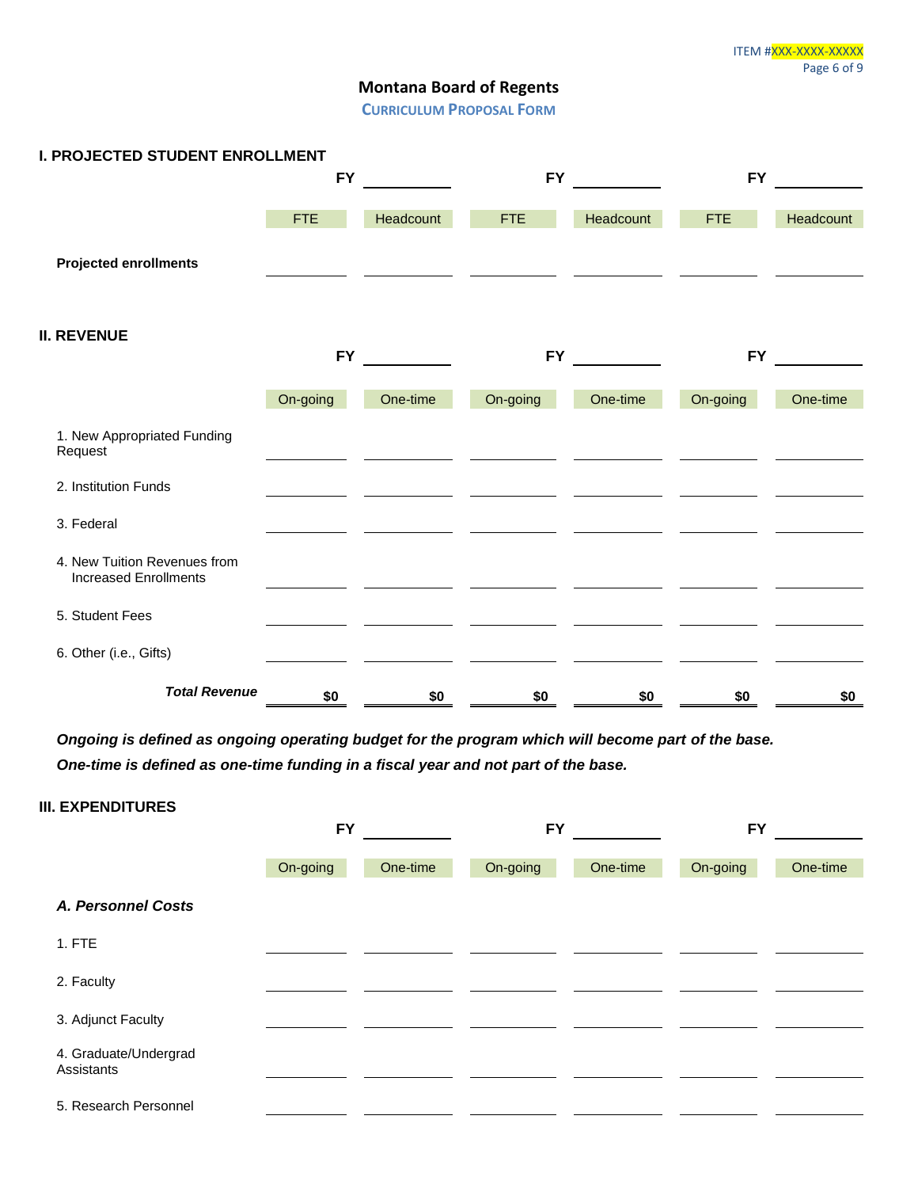# Montana Board of Regents

## CURRICULUM PROPOSAL FORM

### I. PROJECTED STUDENT ENROLLMENT

| | FY ______ | | FY ______ | | FY ______ | |
|---|---|---|---|---|---|---|
| | FTE | Headcount | FTE | Headcount | FTE | Headcount |
| **Projected enrollments** | | | | | | |

### II. REVENUE

| | FY ______ | | FY ______ | | FY ______ | |
|---|---|---|---|---|---|---|
| | On-going | One-time | On-going | One-time | On-going | One-time |
| 1. New Appropriated Funding Request | | | | | | |
| 2. Institution Funds | | | | | | |
| 3. Federal | | | | | | |
| 4. New Tuition Revenues from Increased Enrollments | | | | | | |
| 5. Student Fees | | | | | | |
| 6. Other (i.e., Gifts) | | | | | | |
| ***Total Revenue*** | **$0** | **$0** | **$0** | **$0** | **$0** | **$0** |

***Ongoing is defined as ongoing operating budget for the program which will become part of the base.***

***One-time is defined as one-time funding in a fiscal year and not part of the base.***

### III. EXPENDITURES

| | FY ______ | | FY ______ | | FY ______ | |
|---|---|---|---|---|---|---|
| | On-going | One-time | On-going | One-time | On-going | One-time |
| ***A. Personnel Costs*** | | | | | | |
| 1. FTE | | | | | | |
| 2. Faculty | | | | | | |
| 3. Adjunct Faculty | | | | | | |
| 4. Graduate/Undergrad Assistants | | | | | | |
| 5. Research Personnel | | | | | | |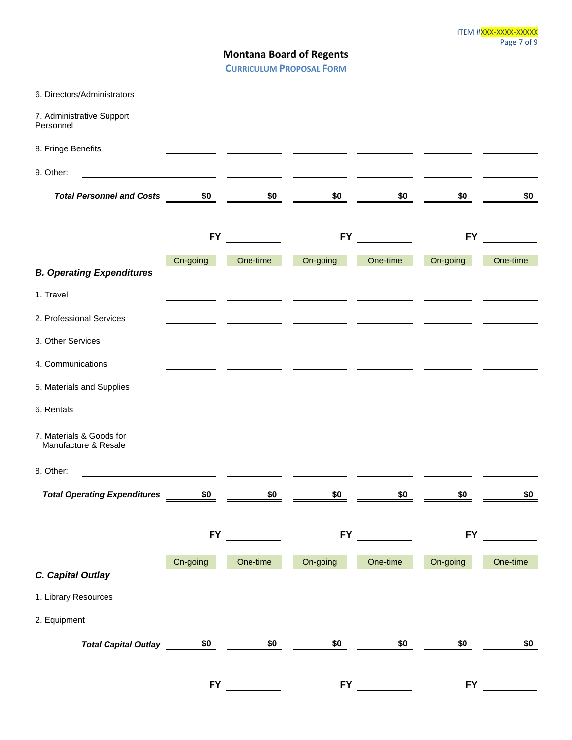## Montana Board of Regents

**CURRICULUM PROPOSAL FORM**

| | | | | | | |
|---|---|---|---|---|---|---|
| 6. Directors/Administrators | | | | | | |
| 7. Administrative Support Personnel | | | | | | |
| 8. Fringe Benefits | | | | | | |
| 9. Other: | | | | | | |
| ***Total Personnel and Costs*** | **$0** | **$0** | **$0** | **$0** | **$0** | **$0** |

| | **FY** | | **FY** | | **FY** | |
|---|---|---|---|---|---|---|
| ***B. Operating Expenditures*** | On-going | One-time | On-going | One-time | On-going | One-time |
| 1. Travel | | | | | | |
| 2. Professional Services | | | | | | |
| 3. Other Services | | | | | | |
| 4. Communications | | | | | | |
| 5. Materials and Supplies | | | | | | |
| 6. Rentals | | | | | | |
| 7. Materials & Goods for Manufacture & Resale | | | | | | |
| 8. Other: | | | | | | |
| ***Total Operating Expenditures*** | **$0** | **$0** | **$0** | **$0** | **$0** | **$0** |

| | **FY** | | **FY** | | **FY** | |
|---|---|---|---|---|---|---|
| ***C. Capital Outlay*** | On-going | One-time | On-going | One-time | On-going | One-time |
| 1. Library Resources | | | | | | |
| 2. Equipment | | | | | | |
| ***Total Capital Outlay*** | **$0** | **$0** | **$0** | **$0** | **$0** | **$0** |

| | **FY** | | **FY** | | **FY** | |
|---|---|---|---|---|---|---|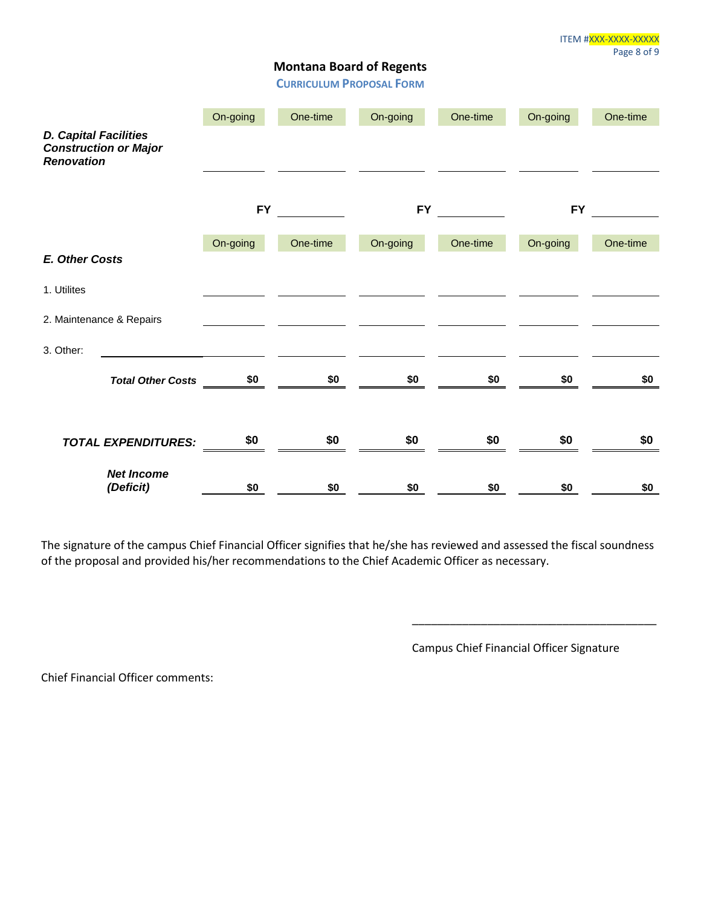ITEM #XXX-XXXX-XXXXX

## Montana Board of Regents

### CURRICULUM PROPOSAL FORM

| | On-going | One-time | On-going | One-time | On-going | One-time |
|---|---|---|---|---|---|---|
| ***D. Capital Facilities Construction or Major Renovation*** | | | | | | |

| | FY | | FY | | FY | |
|---|---|---|---|---|---|---|
| | **On-going** | **One-time** | **On-going** | **One-time** | **On-going** | **One-time** |
| ***E. Other Costs*** | | | | | | |
| 1. Utilites | | | | | | |
| 2. Maintenance & Repairs | | | | | | |
| 3. Other: | | | | | | |
| ***Total Other Costs*** | **$0** | **$0** | **$0** | **$0** | **$0** | **$0** |
| ***TOTAL EXPENDITURES:*** | **$0** | **$0** | **$0** | **$0** | **$0** | **$0** |
| ***Net Income (Deficit)*** | **$0** | **$0** | **$0** | **$0** | **$0** | **$0** |

The signature of the campus Chief Financial Officer signifies that he/she has reviewed and assessed the fiscal soundness of the proposal and provided his/her recommendations to the Chief Academic Officer as necessary.

_________________________________________

Campus Chief Financial Officer Signature

Chief Financial Officer comments: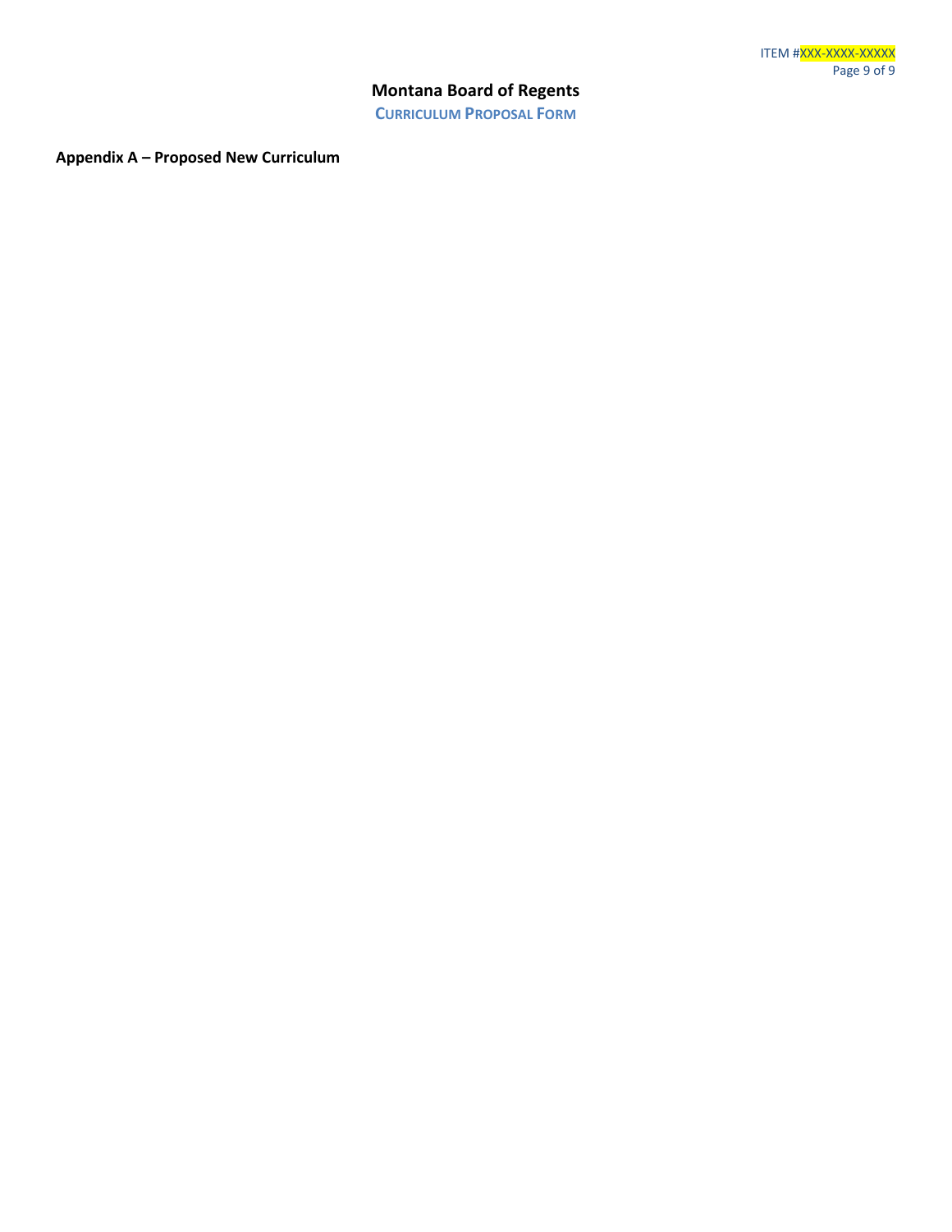# Montana Board of Regents

## Curriculum Proposal Form

**Appendix A – Proposed New Curriculum**